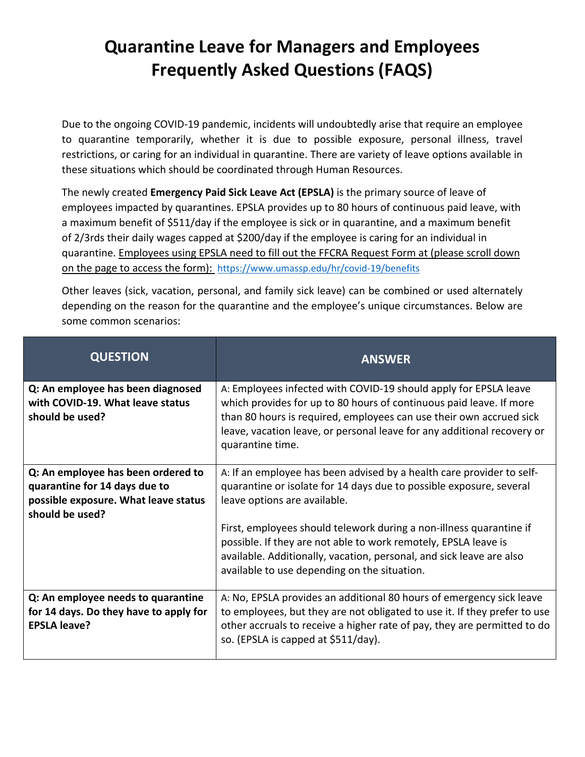# Quarantine Leave for Managers and Employees Frequently Asked Questions (FAQS)

Due to the ongoing COVID-19 pandemic, incidents will undoubtedly arise that require an employee to quarantine temporarily, whether it is due to possible exposure, personal illness, travel restrictions, or caring for an individual in quarantine. There are variety of leave options available in these situations which should be coordinated through Human Resources.

The newly created **Emergency Paid Sick Leave Act (EPSLA)** is the primary source of leave of employees impacted by quarantines. EPSLA provides up to 80 hours of continuous paid leave, with a maximum benefit of $511/day if the employee is sick or in quarantine, and a maximum benefit of 2/3rds their daily wages capped at $200/day if the employee is caring for an individual in quarantine. Employees using EPSLA need to fill out the FFCRA Request Form at (please scroll down on the page to access the form): https://www.umassp.edu/hr/covid-19/benefits

Other leaves (sick, vacation, personal, and family sick leave) can be combined or used alternately depending on the reason for the quarantine and the employee's unique circumstances. Below are some common scenarios:

| QUESTION | ANSWER |
|---|---|
| **Q: An employee has been diagnosed with COVID-19. What leave status should be used?** | A: Employees infected with COVID-19 should apply for EPSLA leave which provides for up to 80 hours of continuous paid leave. If more than 80 hours is required, employees can use their own accrued sick leave, vacation leave, or personal leave for any additional recovery or quarantine time. |
| **Q: An employee has been ordered to quarantine for 14 days due to possible exposure. What leave status should be used?** | A: If an employee has been advised by a health care provider to self-quarantine or isolate for 14 days due to possible exposure, several leave options are available.<br><br>First, employees should telework during a non-illness quarantine if possible. If they are not able to work remotely, EPSLA leave is available. Additionally, vacation, personal, and sick leave are also available to use depending on the situation. |
| **Q: An employee needs to quarantine for 14 days. Do they have to apply for EPSLA leave?** | A: No, EPSLA provides an additional 80 hours of emergency sick leave to employees, but they are not obligated to use it. If they prefer to use other accruals to receive a higher rate of pay, they are permitted to do so. (EPSLA is capped at $511/day). |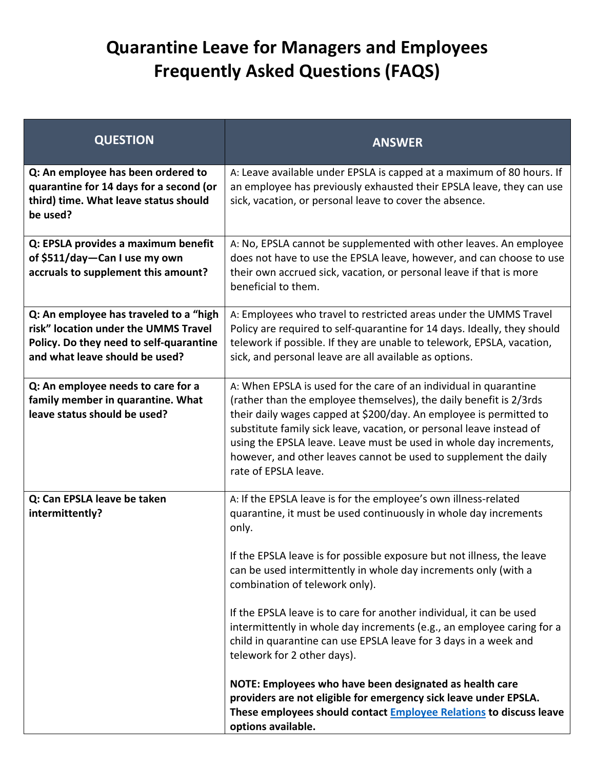# Quarantine Leave for Managers and Employees Frequently Asked Questions (FAQS)

| QUESTION | ANSWER |
|---|---|
| **Q: An employee has been ordered to quarantine for 14 days for a second (or third) time. What leave status should be used?** | A: Leave available under EPSLA is capped at a maximum of 80 hours. If an employee has previously exhausted their EPSLA leave, they can use sick, vacation, or personal leave to cover the absence. |
| **Q: EPSLA provides a maximum benefit of $511/day—Can I use my own accruals to supplement this amount?** | A: No, EPSLA cannot be supplemented with other leaves. An employee does not have to use the EPSLA leave, however, and can choose to use their own accrued sick, vacation, or personal leave if that is more beneficial to them. |
| **Q: An employee has traveled to a "high risk" location under the UMMS Travel Policy. Do they need to self-quarantine and what leave should be used?** | A: Employees who travel to restricted areas under the UMMS Travel Policy are required to self-quarantine for 14 days. Ideally, they should telework if possible. If they are unable to telework, EPSLA, vacation, sick, and personal leave are all available as options. |
| **Q: An employee needs to care for a family member in quarantine. What leave status should be used?** | A: When EPSLA is used for the care of an individual in quarantine (rather than the employee themselves), the daily benefit is 2/3rds their daily wages capped at $200/day. An employee is permitted to substitute family sick leave, vacation, or personal leave instead of using the EPSLA leave. Leave must be used in whole day increments, however, and other leaves cannot be used to supplement the daily rate of EPSLA leave. |
| **Q: Can EPSLA leave be taken intermittently?** | A: If the EPSLA leave is for the employee's own illness-related quarantine, it must be used continuously in whole day increments only.<br><br>If the EPSLA leave is for possible exposure but not illness, the leave can be used intermittently in whole day increments only (with a combination of telework only).<br><br>If the EPSLA leave is to care for another individual, it can be used intermittently in whole day increments (e.g., an employee caring for a child in quarantine can use EPSLA leave for 3 days in a week and telework for 2 other days).<br><br>**NOTE: Employees who have been designated as health care providers are not eligible for emergency sick leave under EPSLA. These employees should contact Employee Relations to discuss leave options available.** |